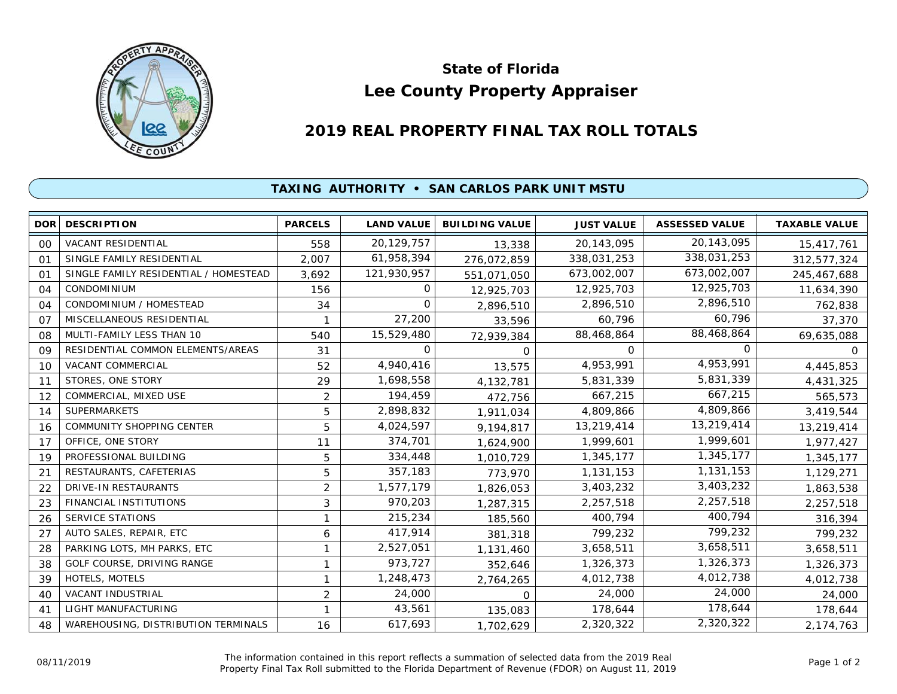# State of Florida
# Lee County Property Appraiser

## 2019 REAL PROPERTY FINAL TAX ROLL TOTALS

### TAXING AUTHORITY • SAN CARLOS PARK UNIT MSTU

| DOR | DESCRIPTION | PARCELS | LAND VALUE | BUILDING VALUE | JUST VALUE | ASSESSED VALUE | TAXABLE VALUE |
|---|---|---|---|---|---|---|---|
| 00 | VACANT RESIDENTIAL | 558 | 20,129,757 | 13,338 | 20,143,095 | 20,143,095 | 15,417,761 |
| 01 | SINGLE FAMILY RESIDENTIAL | 2,007 | 61,958,394 | 276,072,859 | 338,031,253 | 338,031,253 | 312,577,324 |
| 01 | SINGLE FAMILY RESIDENTIAL / HOMESTEAD | 3,692 | 121,930,957 | 551,071,050 | 673,002,007 | 673,002,007 | 245,467,688 |
| 04 | CONDOMINIUM | 156 | 0 | 12,925,703 | 12,925,703 | 12,925,703 | 11,634,390 |
| 04 | CONDOMINIUM / HOMESTEAD | 34 | 0 | 2,896,510 | 2,896,510 | 2,896,510 | 762,838 |
| 07 | MISCELLANEOUS RESIDENTIAL | 1 | 27,200 | 33,596 | 60,796 | 60,796 | 37,370 |
| 08 | MULTI-FAMILY LESS THAN 10 | 540 | 15,529,480 | 72,939,384 | 88,468,864 | 88,468,864 | 69,635,088 |
| 09 | RESIDENTIAL COMMON ELEMENTS/AREAS | 31 | 0 | 0 | 0 | 0 | 0 |
| 10 | VACANT COMMERCIAL | 52 | 4,940,416 | 13,575 | 4,953,991 | 4,953,991 | 4,445,853 |
| 11 | STORES, ONE STORY | 29 | 1,698,558 | 4,132,781 | 5,831,339 | 5,831,339 | 4,431,325 |
| 12 | COMMERCIAL, MIXED USE | 2 | 194,459 | 472,756 | 667,215 | 667,215 | 565,573 |
| 14 | SUPERMARKETS | 5 | 2,898,832 | 1,911,034 | 4,809,866 | 4,809,866 | 3,419,544 |
| 16 | COMMUNITY SHOPPING CENTER | 5 | 4,024,597 | 9,194,817 | 13,219,414 | 13,219,414 | 13,219,414 |
| 17 | OFFICE, ONE STORY | 11 | 374,701 | 1,624,900 | 1,999,601 | 1,999,601 | 1,977,427 |
| 19 | PROFESSIONAL BUILDING | 5 | 334,448 | 1,010,729 | 1,345,177 | 1,345,177 | 1,345,177 |
| 21 | RESTAURANTS, CAFETERIAS | 5 | 357,183 | 773,970 | 1,131,153 | 1,131,153 | 1,129,271 |
| 22 | DRIVE-IN RESTAURANTS | 2 | 1,577,179 | 1,826,053 | 3,403,232 | 3,403,232 | 1,863,538 |
| 23 | FINANCIAL INSTITUTIONS | 3 | 970,203 | 1,287,315 | 2,257,518 | 2,257,518 | 2,257,518 |
| 26 | SERVICE STATIONS | 1 | 215,234 | 185,560 | 400,794 | 400,794 | 316,394 |
| 27 | AUTO SALES, REPAIR, ETC | 6 | 417,914 | 381,318 | 799,232 | 799,232 | 799,232 |
| 28 | PARKING LOTS, MH PARKS, ETC | 1 | 2,527,051 | 1,131,460 | 3,658,511 | 3,658,511 | 3,658,511 |
| 38 | GOLF COURSE, DRIVING RANGE | 1 | 973,727 | 352,646 | 1,326,373 | 1,326,373 | 1,326,373 |
| 39 | HOTELS, MOTELS | 1 | 1,248,473 | 2,764,265 | 4,012,738 | 4,012,738 | 4,012,738 |
| 40 | VACANT INDUSTRIAL | 2 | 24,000 | 0 | 24,000 | 24,000 | 24,000 |
| 41 | LIGHT MANUFACTURING | 1 | 43,561 | 135,083 | 178,644 | 178,644 | 178,644 |
| 48 | WAREHOUSING, DISTRIBUTION TERMINALS | 16 | 617,693 | 1,702,629 | 2,320,322 | 2,320,322 | 2,174,763 |

08/11/2019

The information contained in this report reflects a summation of selected data from the 2019 Real Property Final Tax Roll submitted to the Florida Department of Revenue (FDOR) on August 11, 2019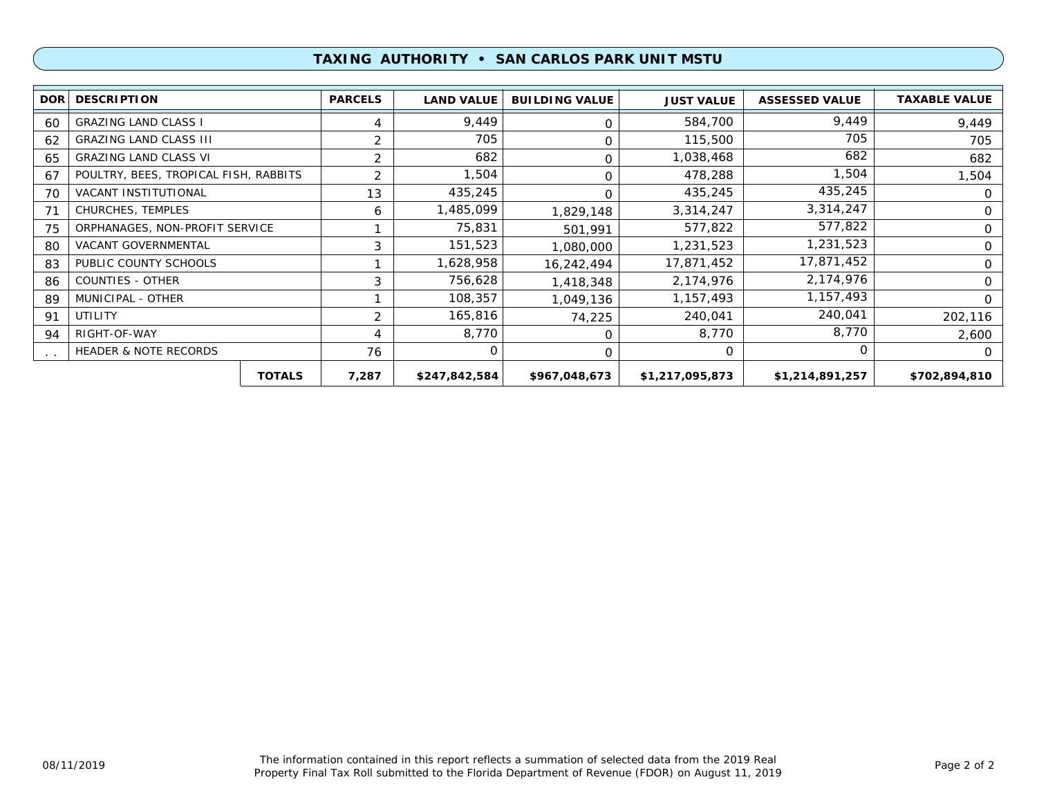## TAXING AUTHORITY • SAN CARLOS PARK UNIT MSTU

| DOR | DESCRIPTION | PARCELS | LAND VALUE | BUILDING VALUE | JUST VALUE | ASSESSED VALUE | TAXABLE VALUE |
|---|---|---|---|---|---|---|---|
| 60 | GRAZING LAND CLASS I | 4 | 9,449 | 0 | 584,700 | 9,449 | 9,449 |
| 62 | GRAZING LAND CLASS III | 2 | 705 | 0 | 115,500 | 705 | 705 |
| 65 | GRAZING LAND CLASS VI | 2 | 682 | 0 | 1,038,468 | 682 | 682 |
| 67 | POULTRY, BEES, TROPICAL FISH, RABBITS | 2 | 1,504 | 0 | 478,288 | 1,504 | 1,504 |
| 70 | VACANT INSTITUTIONAL | 13 | 435,245 | 0 | 435,245 | 435,245 | 0 |
| 71 | CHURCHES, TEMPLES | 6 | 1,485,099 | 1,829,148 | 3,314,247 | 3,314,247 | 0 |
| 75 | ORPHANAGES, NON-PROFIT SERVICE | 1 | 75,831 | 501,991 | 577,822 | 577,822 | 0 |
| 80 | VACANT GOVERNMENTAL | 3 | 151,523 | 1,080,000 | 1,231,523 | 1,231,523 | 0 |
| 83 | PUBLIC COUNTY SCHOOLS | 1 | 1,628,958 | 16,242,494 | 17,871,452 | 17,871,452 | 0 |
| 86 | COUNTIES - OTHER | 3 | 756,628 | 1,418,348 | 2,174,976 | 2,174,976 | 0 |
| 89 | MUNICIPAL - OTHER | 1 | 108,357 | 1,049,136 | 1,157,493 | 1,157,493 | 0 |
| 91 | UTILITY | 2 | 165,816 | 74,225 | 240,041 | 240,041 | 202,116 |
| 94 | RIGHT-OF-WAY | 4 | 8,770 | 0 | 8,770 | 8,770 | 2,600 |
| . . | HEADER & NOTE RECORDS | 76 | 0 | 0 | 0 | 0 | 0 |
| | **TOTALS** | **7,287** | **$247,842,584** | **$967,048,673** | **$1,217,095,873** | **$1,214,891,257** | **$702,894,810** |

08/11/2019

The information contained in this report reflects a summation of selected data from the 2019 Real Property Final Tax Roll submitted to the Florida Department of Revenue (FDOR) on August 11, 2019